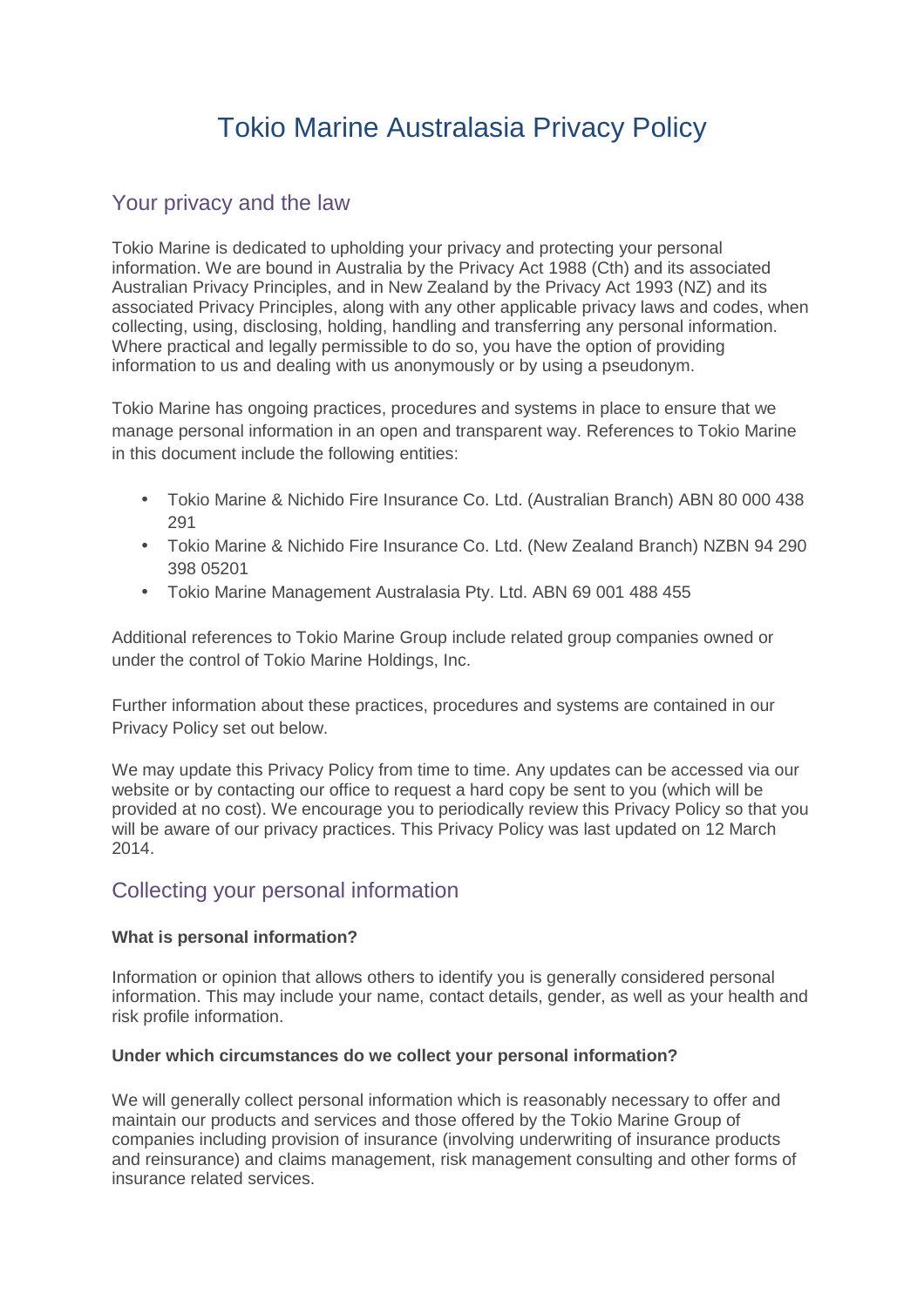# Tokio Marine Australasia Privacy Policy

## Your privacy and the law

Tokio Marine is dedicated to upholding your privacy and protecting your personal information. We are bound in Australia by the Privacy Act 1988 (Cth) and its associated Australian Privacy Principles, and in New Zealand by the Privacy Act 1993 (NZ) and its associated Privacy Principles, along with any other applicable privacy laws and codes, when collecting, using, disclosing, holding, handling and transferring any personal information. Where practical and legally permissible to do so, you have the option of providing information to us and dealing with us anonymously or by using a pseudonym.

Tokio Marine has ongoing practices, procedures and systems in place to ensure that we manage personal information in an open and transparent way. References to Tokio Marine in this document include the following entities:

- Tokio Marine & Nichido Fire Insurance Co. Ltd. (Australian Branch) ABN 80 000 438 291
- Tokio Marine & Nichido Fire Insurance Co. Ltd. (New Zealand Branch) NZBN 94 290 398 05201
- Tokio Marine Management Australasia Pty. Ltd. ABN 69 001 488 455

Additional references to Tokio Marine Group include related group companies owned or under the control of Tokio Marine Holdings, Inc.

Further information about these practices, procedures and systems are contained in our Privacy Policy set out below.

We may update this Privacy Policy from time to time. Any updates can be accessed via our website or by contacting our office to request a hard copy be sent to you (which will be provided at no cost). We encourage you to periodically review this Privacy Policy so that you will be aware of our privacy practices. This Privacy Policy was last updated on 12 March 2014.

## Collecting your personal information

**What is personal information?**

Information or opinion that allows others to identify you is generally considered personal information. This may include your name, contact details, gender, as well as your health and risk profile information.

**Under which circumstances do we collect your personal information?**

We will generally collect personal information which is reasonably necessary to offer and maintain our products and services and those offered by the Tokio Marine Group of companies including provision of insurance (involving underwriting of insurance products and reinsurance) and claims management, risk management consulting and other forms of insurance related services.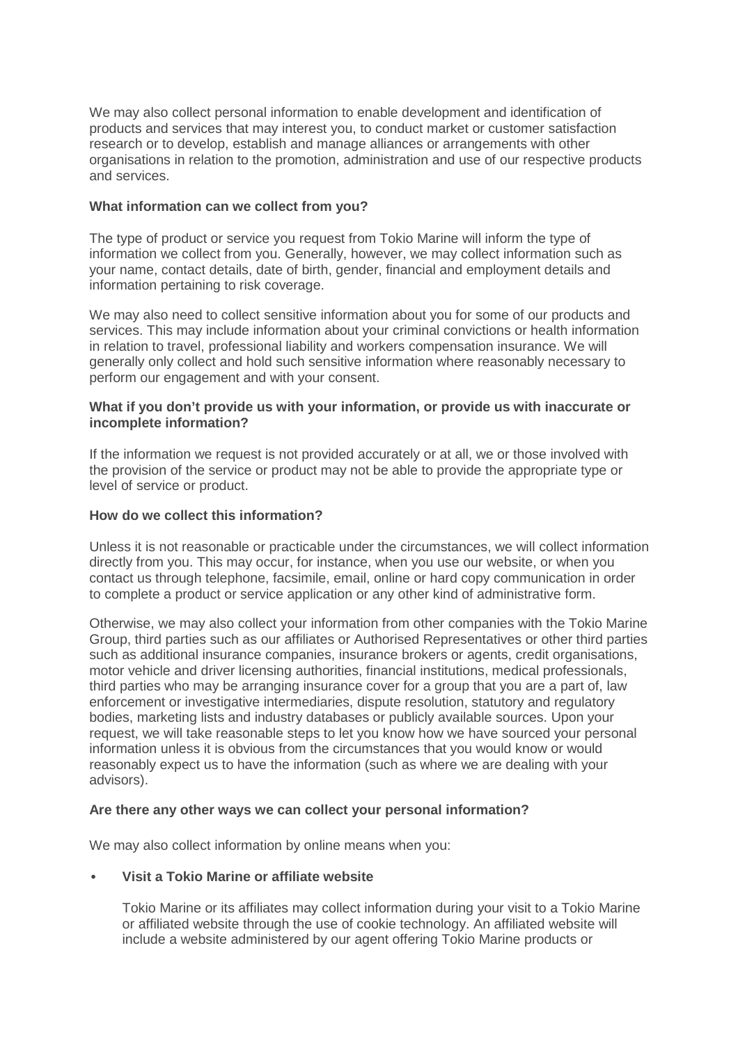We may also collect personal information to enable development and identification of products and services that may interest you, to conduct market or customer satisfaction research or to develop, establish and manage alliances or arrangements with other organisations in relation to the promotion, administration and use of our respective products and services.

**What information can we collect from you?**

The type of product or service you request from Tokio Marine will inform the type of information we collect from you. Generally, however, we may collect information such as your name, contact details, date of birth, gender, financial and employment details and information pertaining to risk coverage.

We may also need to collect sensitive information about you for some of our products and services. This may include information about your criminal convictions or health information in relation to travel, professional liability and workers compensation insurance. We will generally only collect and hold such sensitive information where reasonably necessary to perform our engagement and with your consent.

**What if you don't provide us with your information, or provide us with inaccurate or incomplete information?**

If the information we request is not provided accurately or at all, we or those involved with the provision of the service or product may not be able to provide the appropriate type or level of service or product.

**How do we collect this information?**

Unless it is not reasonable or practicable under the circumstances, we will collect information directly from you. This may occur, for instance, when you use our website, or when you contact us through telephone, facsimile, email, online or hard copy communication in order to complete a product or service application or any other kind of administrative form.

Otherwise, we may also collect your information from other companies with the Tokio Marine Group, third parties such as our affiliates or Authorised Representatives or other third parties such as additional insurance companies, insurance brokers or agents, credit organisations, motor vehicle and driver licensing authorities, financial institutions, medical professionals, third parties who may be arranging insurance cover for a group that you are a part of, law enforcement or investigative intermediaries, dispute resolution, statutory and regulatory bodies, marketing lists and industry databases or publicly available sources. Upon your request, we will take reasonable steps to let you know how we have sourced your personal information unless it is obvious from the circumstances that you would know or would reasonably expect us to have the information (such as where we are dealing with your advisors).

**Are there any other ways we can collect your personal information?**

We may also collect information by online means when you:

- **Visit a Tokio Marine or affiliate website**

  Tokio Marine or its affiliates may collect information during your visit to a Tokio Marine or affiliated website through the use of cookie technology. An affiliated website will include a website administered by our agent offering Tokio Marine products or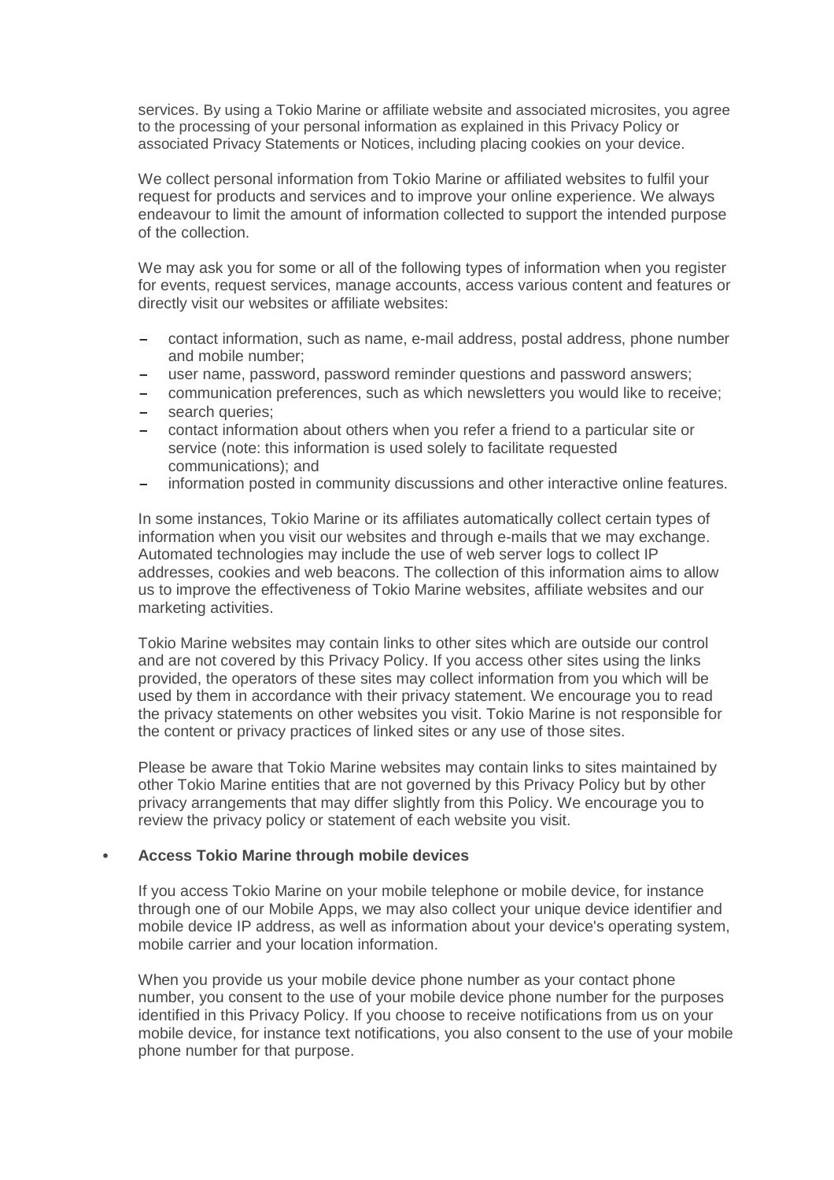services. By using a Tokio Marine or affiliate website and associated microsites, you agree to the processing of your personal information as explained in this Privacy Policy or associated Privacy Statements or Notices, including placing cookies on your device.

We collect personal information from Tokio Marine or affiliated websites to fulfil your request for products and services and to improve your online experience. We always endeavour to limit the amount of information collected to support the intended purpose of the collection.

We may ask you for some or all of the following types of information when you register for events, request services, manage accounts, access various content and features or directly visit our websites or affiliate websites:

- contact information, such as name, e-mail address, postal address, phone number and mobile number;
- user name, password, password reminder questions and password answers;
- communication preferences, such as which newsletters you would like to receive;
- search queries;
- contact information about others when you refer a friend to a particular site or service (note: this information is used solely to facilitate requested communications); and
- information posted in community discussions and other interactive online features.

In some instances, Tokio Marine or its affiliates automatically collect certain types of information when you visit our websites and through e-mails that we may exchange. Automated technologies may include the use of web server logs to collect IP addresses, cookies and web beacons. The collection of this information aims to allow us to improve the effectiveness of Tokio Marine websites, affiliate websites and our marketing activities.

Tokio Marine websites may contain links to other sites which are outside our control and are not covered by this Privacy Policy. If you access other sites using the links provided, the operators of these sites may collect information from you which will be used by them in accordance with their privacy statement. We encourage you to read the privacy statements on other websites you visit. Tokio Marine is not responsible for the content or privacy practices of linked sites or any use of those sites.

Please be aware that Tokio Marine websites may contain links to sites maintained by other Tokio Marine entities that are not governed by this Privacy Policy but by other privacy arrangements that may differ slightly from this Policy. We encourage you to review the privacy policy or statement of each website you visit.

- **Access Tokio Marine through mobile devices**

If you access Tokio Marine on your mobile telephone or mobile device, for instance through one of our Mobile Apps, we may also collect your unique device identifier and mobile device IP address, as well as information about your device's operating system, mobile carrier and your location information.

When you provide us your mobile device phone number as your contact phone number, you consent to the use of your mobile device phone number for the purposes identified in this Privacy Policy. If you choose to receive notifications from us on your mobile device, for instance text notifications, you also consent to the use of your mobile phone number for that purpose.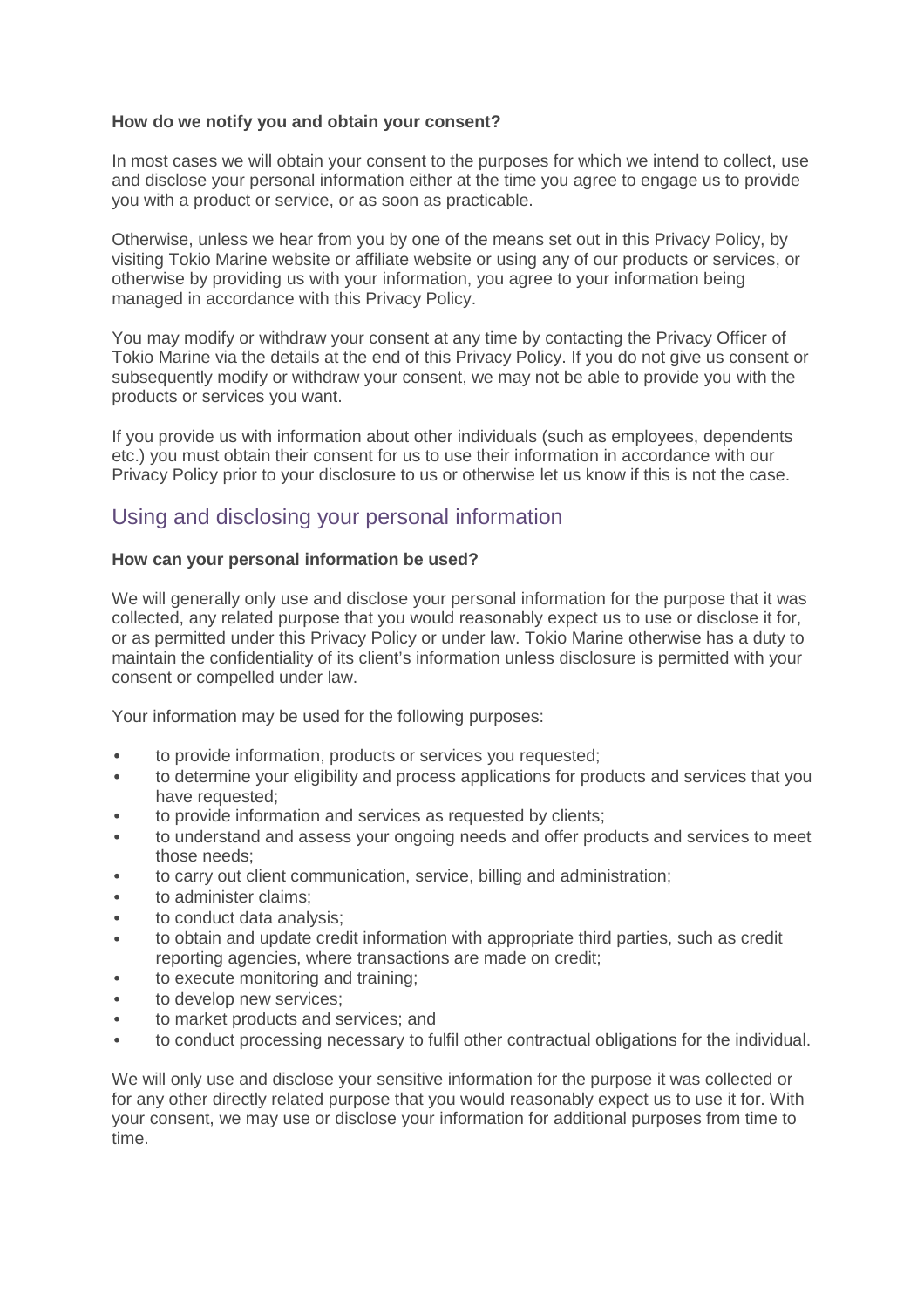**How do we notify you and obtain your consent?**

In most cases we will obtain your consent to the purposes for which we intend to collect, use and disclose your personal information either at the time you agree to engage us to provide you with a product or service, or as soon as practicable.

Otherwise, unless we hear from you by one of the means set out in this Privacy Policy, by visiting Tokio Marine website or affiliate website or using any of our products or services, or otherwise by providing us with your information, you agree to your information being managed in accordance with this Privacy Policy.

You may modify or withdraw your consent at any time by contacting the Privacy Officer of Tokio Marine via the details at the end of this Privacy Policy. If you do not give us consent or subsequently modify or withdraw your consent, we may not be able to provide you with the products or services you want.

If you provide us with information about other individuals (such as employees, dependents etc.) you must obtain their consent for us to use their information in accordance with our Privacy Policy prior to your disclosure to us or otherwise let us know if this is not the case.

## Using and disclosing your personal information

**How can your personal information be used?**

We will generally only use and disclose your personal information for the purpose that it was collected, any related purpose that you would reasonably expect us to use or disclose it for, or as permitted under this Privacy Policy or under law. Tokio Marine otherwise has a duty to maintain the confidentiality of its client's information unless disclosure is permitted with your consent or compelled under law.

Your information may be used for the following purposes:

- to provide information, products or services you requested;
- to determine your eligibility and process applications for products and services that you have requested;
- to provide information and services as requested by clients;
- to understand and assess your ongoing needs and offer products and services to meet those needs;
- to carry out client communication, service, billing and administration;
- to administer claims;
- to conduct data analysis;
- to obtain and update credit information with appropriate third parties, such as credit reporting agencies, where transactions are made on credit;
- to execute monitoring and training;
- to develop new services;
- to market products and services; and
- to conduct processing necessary to fulfil other contractual obligations for the individual.

We will only use and disclose your sensitive information for the purpose it was collected or for any other directly related purpose that you would reasonably expect us to use it for. With your consent, we may use or disclose your information for additional purposes from time to time.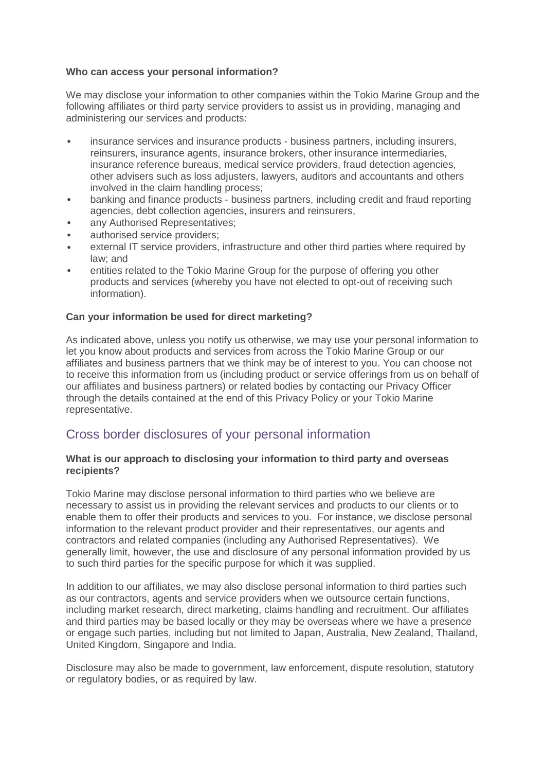**Who can access your personal information?**

We may disclose your information to other companies within the Tokio Marine Group and the following affiliates or third party service providers to assist us in providing, managing and administering our services and products:

- insurance services and insurance products - business partners, including insurers, reinsurers, insurance agents, insurance brokers, other insurance intermediaries, insurance reference bureaus, medical service providers, fraud detection agencies, other advisers such as loss adjusters, lawyers, auditors and accountants and others involved in the claim handling process;
- banking and finance products - business partners, including credit and fraud reporting agencies, debt collection agencies, insurers and reinsurers,
- any Authorised Representatives;
- authorised service providers;
- external IT service providers, infrastructure and other third parties where required by law; and
- entities related to the Tokio Marine Group for the purpose of offering you other products and services (whereby you have not elected to opt-out of receiving such information).

**Can your information be used for direct marketing?**

As indicated above, unless you notify us otherwise, we may use your personal information to let you know about products and services from across the Tokio Marine Group or our affiliates and business partners that we think may be of interest to you. You can choose not to receive this information from us (including product or service offerings from us on behalf of our affiliates and business partners) or related bodies by contacting our Privacy Officer through the details contained at the end of this Privacy Policy or your Tokio Marine representative.

## Cross border disclosures of your personal information

**What is our approach to disclosing your information to third party and overseas recipients?**

Tokio Marine may disclose personal information to third parties who we believe are necessary to assist us in providing the relevant services and products to our clients or to enable them to offer their products and services to you. For instance, we disclose personal information to the relevant product provider and their representatives, our agents and contractors and related companies (including any Authorised Representatives). We generally limit, however, the use and disclosure of any personal information provided by us to such third parties for the specific purpose for which it was supplied.

In addition to our affiliates, we may also disclose personal information to third parties such as our contractors, agents and service providers when we outsource certain functions, including market research, direct marketing, claims handling and recruitment. Our affiliates and third parties may be based locally or they may be overseas where we have a presence or engage such parties, including but not limited to Japan, Australia, New Zealand, Thailand, United Kingdom, Singapore and India.

Disclosure may also be made to government, law enforcement, dispute resolution, statutory or regulatory bodies, or as required by law.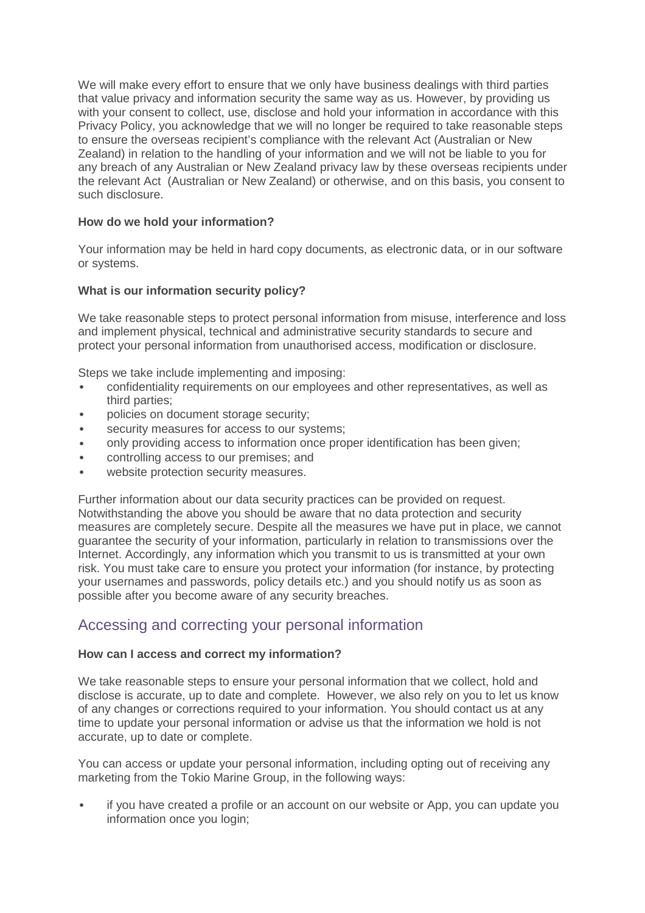We will make every effort to ensure that we only have business dealings with third parties that value privacy and information security the same way as us. However, by providing us with your consent to collect, use, disclose and hold your information in accordance with this Privacy Policy, you acknowledge that we will no longer be required to take reasonable steps to ensure the overseas recipient's compliance with the relevant Act (Australian or New Zealand) in relation to the handling of your information and we will not be liable to you for any breach of any Australian or New Zealand privacy law by these overseas recipients under the relevant Act (Australian or New Zealand) or otherwise, and on this basis, you consent to such disclosure.

**How do we hold your information?**

Your information may be held in hard copy documents, as electronic data, or in our software or systems.

**What is our information security policy?**

We take reasonable steps to protect personal information from misuse, interference and loss and implement physical, technical and administrative security standards to secure and protect your personal information from unauthorised access, modification or disclosure.

Steps we take include implementing and imposing:

- confidentiality requirements on our employees and other representatives, as well as third parties;
- policies on document storage security;
- security measures for access to our systems;
- only providing access to information once proper identification has been given;
- controlling access to our premises; and
- website protection security measures.

Further information about our data security practices can be provided on request. Notwithstanding the above you should be aware that no data protection and security measures are completely secure. Despite all the measures we have put in place, we cannot guarantee the security of your information, particularly in relation to transmissions over the Internet. Accordingly, any information which you transmit to us is transmitted at your own risk. You must take care to ensure you protect your information (for instance, by protecting your usernames and passwords, policy details etc.) and you should notify us as soon as possible after you become aware of any security breaches.

## Accessing and correcting your personal information

**How can I access and correct my information?**

We take reasonable steps to ensure your personal information that we collect, hold and disclose is accurate, up to date and complete. However, we also rely on you to let us know of any changes or corrections required to your information. You should contact us at any time to update your personal information or advise us that the information we hold is not accurate, up to date or complete.

You can access or update your personal information, including opting out of receiving any marketing from the Tokio Marine Group, in the following ways:

- if you have created a profile or an account on our website or App, you can update you information once you login;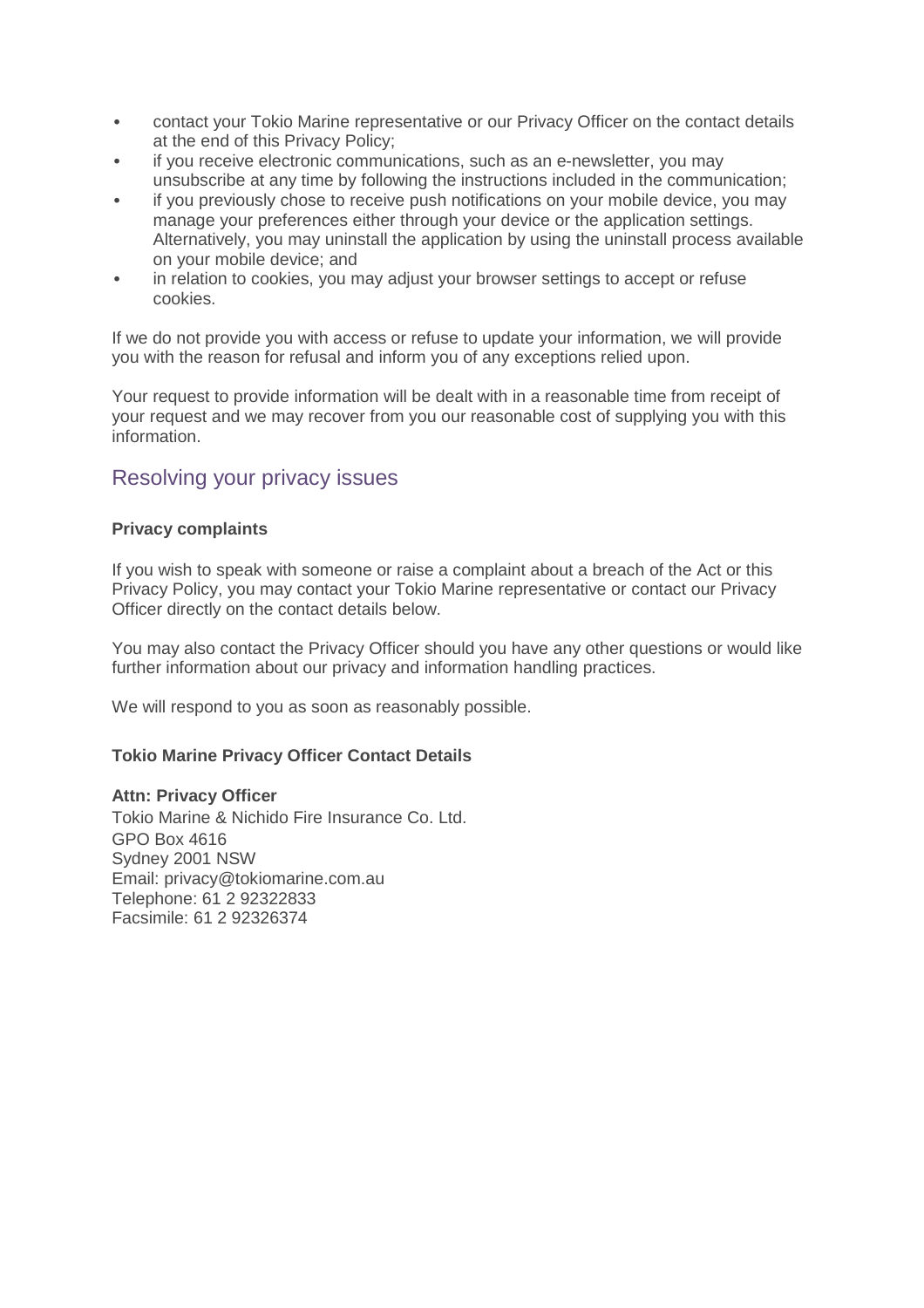- contact your Tokio Marine representative or our Privacy Officer on the contact details at the end of this Privacy Policy;
- if you receive electronic communications, such as an e-newsletter, you may unsubscribe at any time by following the instructions included in the communication;
- if you previously chose to receive push notifications on your mobile device, you may manage your preferences either through your device or the application settings. Alternatively, you may uninstall the application by using the uninstall process available on your mobile device; and
- in relation to cookies, you may adjust your browser settings to accept or refuse cookies.

If we do not provide you with access or refuse to update your information, we will provide you with the reason for refusal and inform you of any exceptions relied upon.

Your request to provide information will be dealt with in a reasonable time from receipt of your request and we may recover from you our reasonable cost of supplying you with this information.

## Resolving your privacy issues

**Privacy complaints**

If you wish to speak with someone or raise a complaint about a breach of the Act or this Privacy Policy, you may contact your Tokio Marine representative or contact our Privacy Officer directly on the contact details below.

You may also contact the Privacy Officer should you have any other questions or would like further information about our privacy and information handling practices.

We will respond to you as soon as reasonably possible.

**Tokio Marine Privacy Officer Contact Details**

**Attn: Privacy Officer**
Tokio Marine & Nichido Fire Insurance Co. Ltd.
GPO Box 4616
Sydney 2001 NSW
Email: privacy@tokiomarine.com.au
Telephone: 61 2 92322833
Facsimile: 61 2 92326374